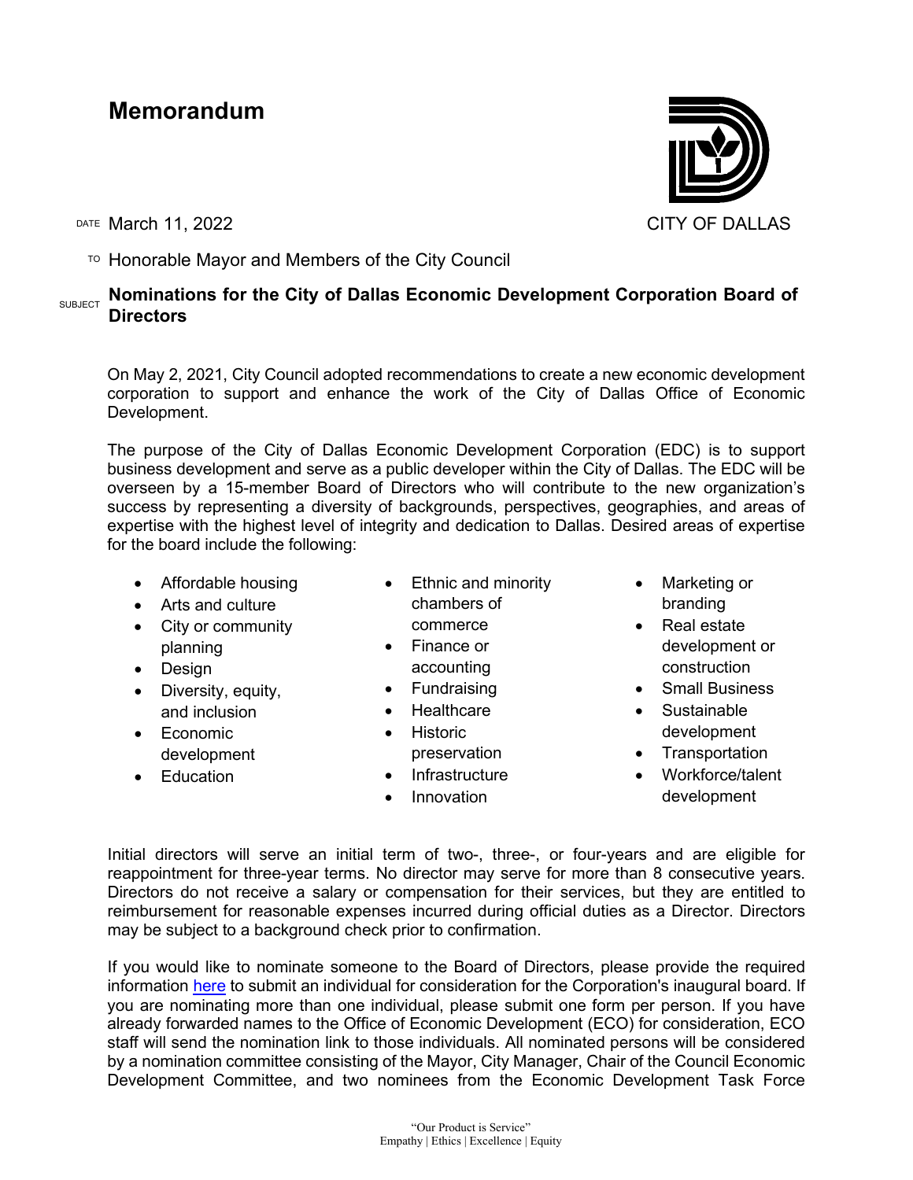# Memorandum

CITY OF DALLAS

DATE March 11, 2022

TO Honorable Mayor and Members of the City Council

SUBJECT **Nominations for the City of Dallas Economic Development Corporation Board of Directors**

On May 2, 2021, City Council adopted recommendations to create a new economic development corporation to support and enhance the work of the City of Dallas Office of Economic Development.

The purpose of the City of Dallas Economic Development Corporation (EDC) is to support business development and serve as a public developer within the City of Dallas. The EDC will be overseen by a 15-member Board of Directors who will contribute to the new organization's success by representing a diversity of backgrounds, perspectives, geographies, and areas of expertise with the highest level of integrity and dedication to Dallas. Desired areas of expertise for the board include the following:

- Affordable housing
- Arts and culture
- City or community planning
- Design
- Diversity, equity, and inclusion
- Economic development
- Education
- Ethnic and minority chambers of commerce
- Finance or accounting
- Fundraising
- Healthcare
- Historic preservation
- Infrastructure
- Innovation
- Marketing or branding
- Real estate development or construction
- Small Business
- Sustainable development
- Transportation
- Workforce/talent development

Initial directors will serve an initial term of two-, three-, or four-years and are eligible for reappointment for three-year terms. No director may serve for more than 8 consecutive years. Directors do not receive a salary or compensation for their services, but they are entitled to reimbursement for reasonable expenses incurred during official duties as a Director. Directors may be subject to a background check prior to confirmation.

If you would like to nominate someone to the Board of Directors, please provide the required information here to submit an individual for consideration for the Corporation's inaugural board. If you are nominating more than one individual, please submit one form per person. If you have already forwarded names to the Office of Economic Development (ECO) for consideration, ECO staff will send the nomination link to those individuals. All nominated persons will be considered by a nomination committee consisting of the Mayor, City Manager, Chair of the Council Economic Development Committee, and two nominees from the Economic Development Task Force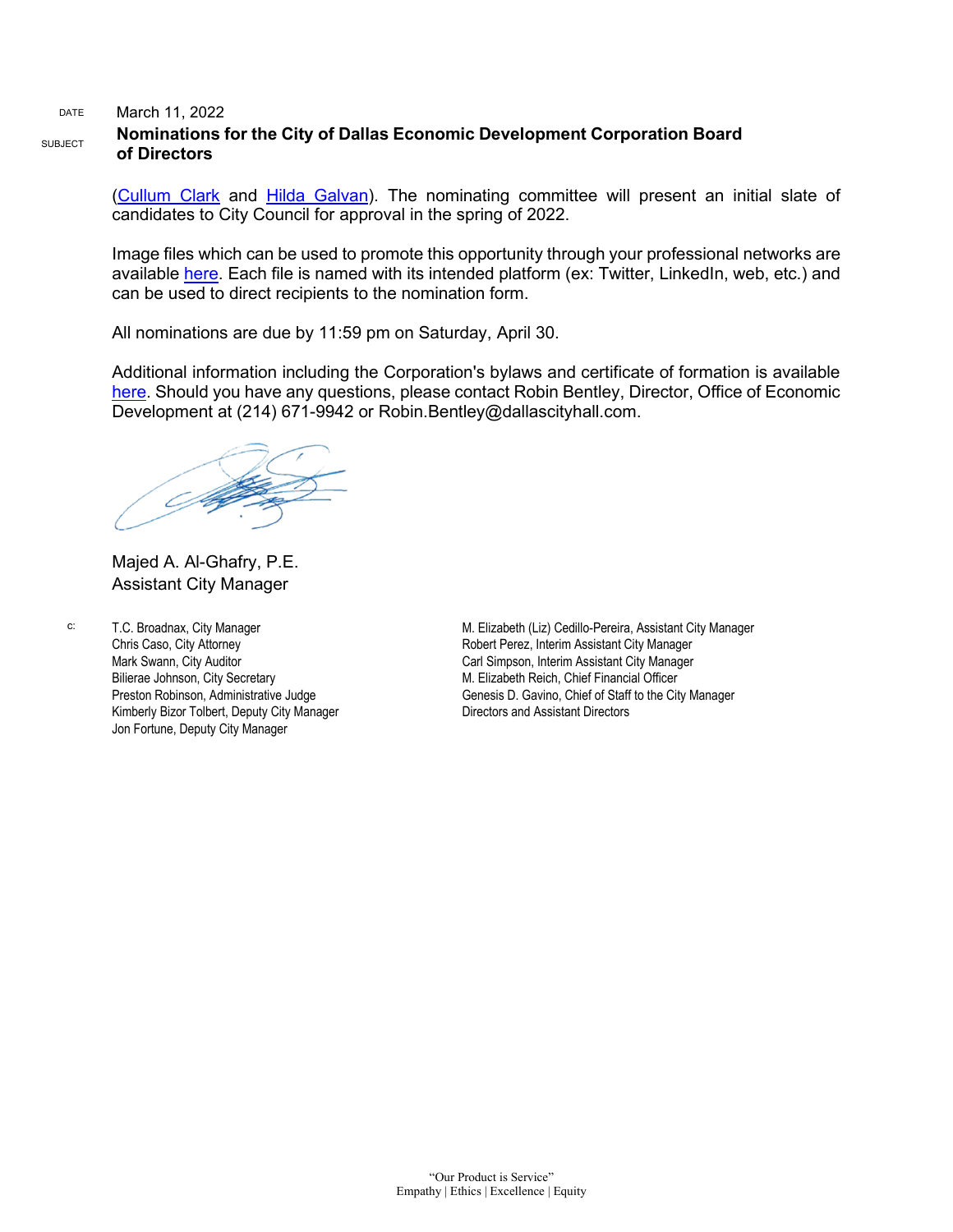DATE March 11, 2022

SUBJECT **Nominations for the City of Dallas Economic Development Corporation Board of Directors**

(Cullum Clark and Hilda Galvan). The nominating committee will present an initial slate of candidates to City Council for approval in the spring of 2022.

Image files which can be used to promote this opportunity through your professional networks are available here. Each file is named with its intended platform (ex: Twitter, LinkedIn, web, etc.) and can be used to direct recipients to the nomination form.

All nominations are due by 11:59 pm on Saturday, April 30.

Additional information including the Corporation's bylaws and certificate of formation is available here. Should you have any questions, please contact Robin Bentley, Director, Office of Economic Development at (214) 671-9942 or Robin.Bentley@dallascityhall.com.

Majed A. Al-Ghafry, P.E.
Assistant City Manager

c:
T.C. Broadnax, City Manager
Chris Caso, City Attorney
Mark Swann, City Auditor
Bilierae Johnson, City Secretary
Preston Robinson, Administrative Judge
Kimberly Bizor Tolbert, Deputy City Manager
Jon Fortune, Deputy City Manager
M. Elizabeth (Liz) Cedillo-Pereira, Assistant City Manager
Robert Perez, Interim Assistant City Manager
Carl Simpson, Interim Assistant City Manager
M. Elizabeth Reich, Chief Financial Officer
Genesis D. Gavino, Chief of Staff to the City Manager
Directors and Assistant Directors

"Our Product is Service"
Empathy | Ethics | Excellence | Equity